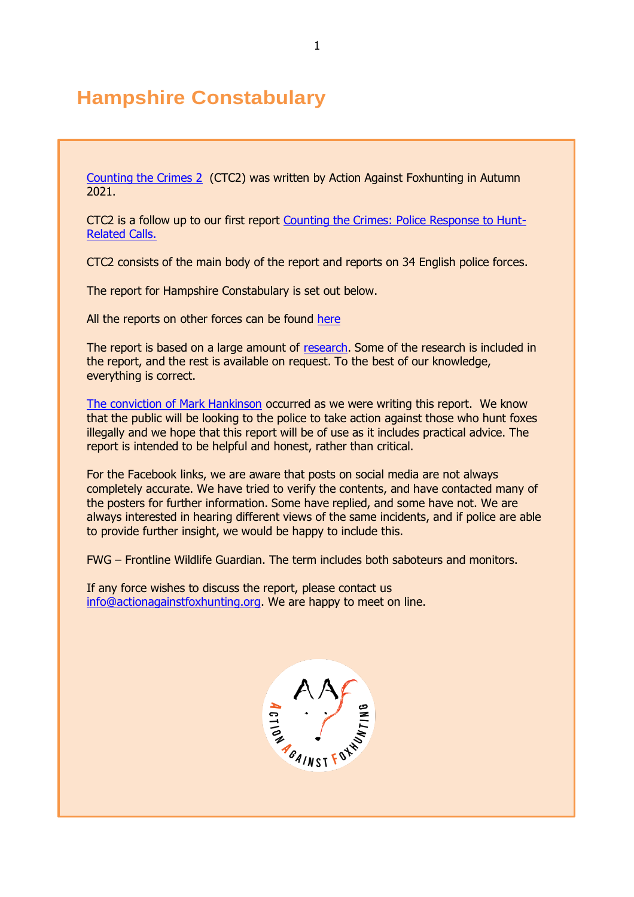# Hampshire Constabulary

Counting the Crimes 2 (CTC2) was written by Action Against Foxhunting in Autumn 2021.

CTC2 is a follow up to our first report Counting the Crimes: Police Response to Hunt-Related Calls.

CTC2 consists of the main body of the report and reports on 34 English police forces.

The report for Hampshire Constabulary is set out below.

All the reports on other forces can be found here

The report is based on a large amount of research. Some of the research is included in the report, and the rest is available on request. To the best of our knowledge, everything is correct.

The conviction of Mark Hankinson occurred as we were writing this report. We know that the public will be looking to the police to take action against those who hunt foxes illegally and we hope that this report will be of use as it includes practical advice. The report is intended to be helpful and honest, rather than critical.

For the Facebook links, we are aware that posts on social media are not always completely accurate. We have tried to verify the contents, and have contacted many of the posters for further information. Some have replied, and some have not. We are always interested in hearing different views of the same incidents, and if police are able to provide further insight, we would be happy to include this.

FWG – Frontline Wildlife Guardian. The term includes both saboteurs and monitors.

If any force wishes to discuss the report, please contact us info@actionagainstfoxhunting.org. We are happy to meet on line.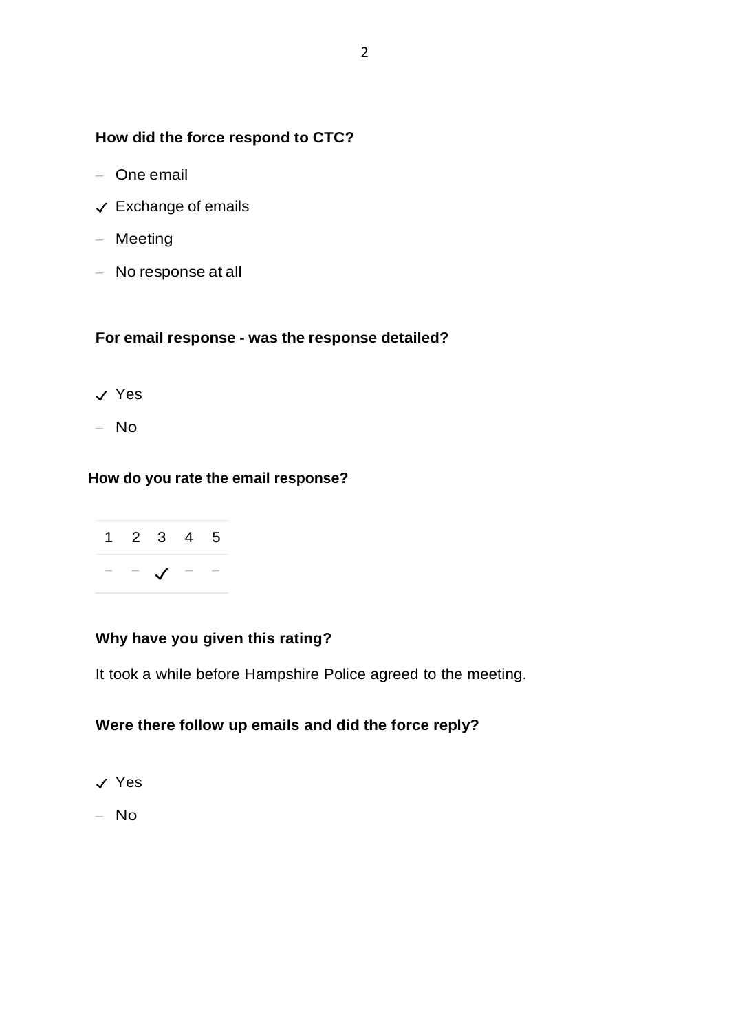**How did the force respond to CTC?**

- – One email
- ✓ Exchange of emails
- – Meeting
- – No response at all

**For email response - was the response detailed?**

- ✓ Yes
- – No

**How do you rate the email response?**

| 1 | 2 | 3 | 4 | 5 |
|---|---|---|---|---|
| – | – | ✓ | – | – |

**Why have you given this rating?**

It took a while before Hampshire Police agreed to the meeting.

**Were there follow up emails and did the force reply?**

- ✓ Yes
- – No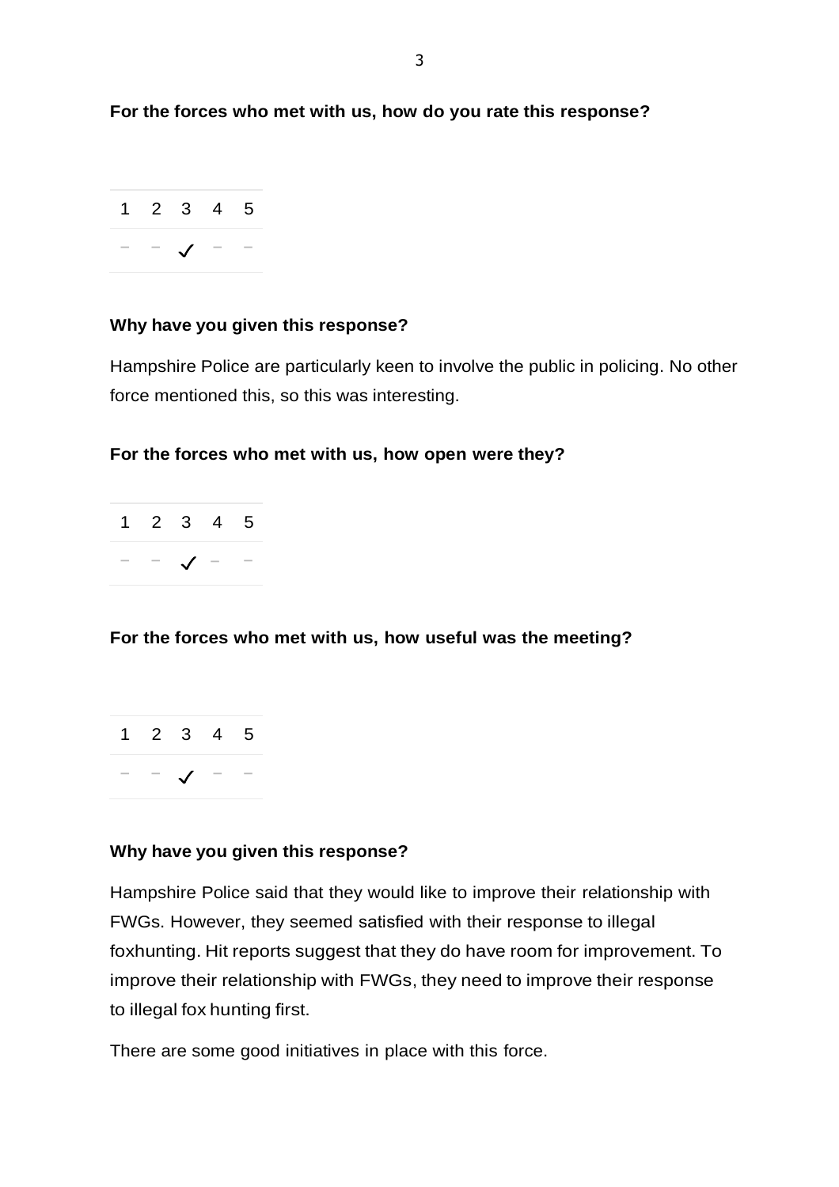**For the forces who met with us, how do you rate this response?**

| 1 | 2 | 3 | 4 | 5 |
|---|---|---|---|---|
| – | – | ✓ | – | – |

**Why have you given this response?**

Hampshire Police are particularly keen to involve the public in policing. No other force mentioned this, so this was interesting.

**For the forces who met with us, how open were they?**

| 1 | 2 | 3 | 4 | 5 |
|---|---|---|---|---|
| – | – | ✓ | – | – |

**For the forces who met with us, how useful was the meeting?**

| 1 | 2 | 3 | 4 | 5 |
|---|---|---|---|---|
| – | – | ✓ | – | – |

**Why have you given this response?**

Hampshire Police said that they would like to improve their relationship with FWGs. However, they seemed satisfied with their response to illegal foxhunting. Hit reports suggest that they do have room for improvement. To improve their relationship with FWGs, they need to improve their response to illegal fox hunting first.

There are some good initiatives in place with this force.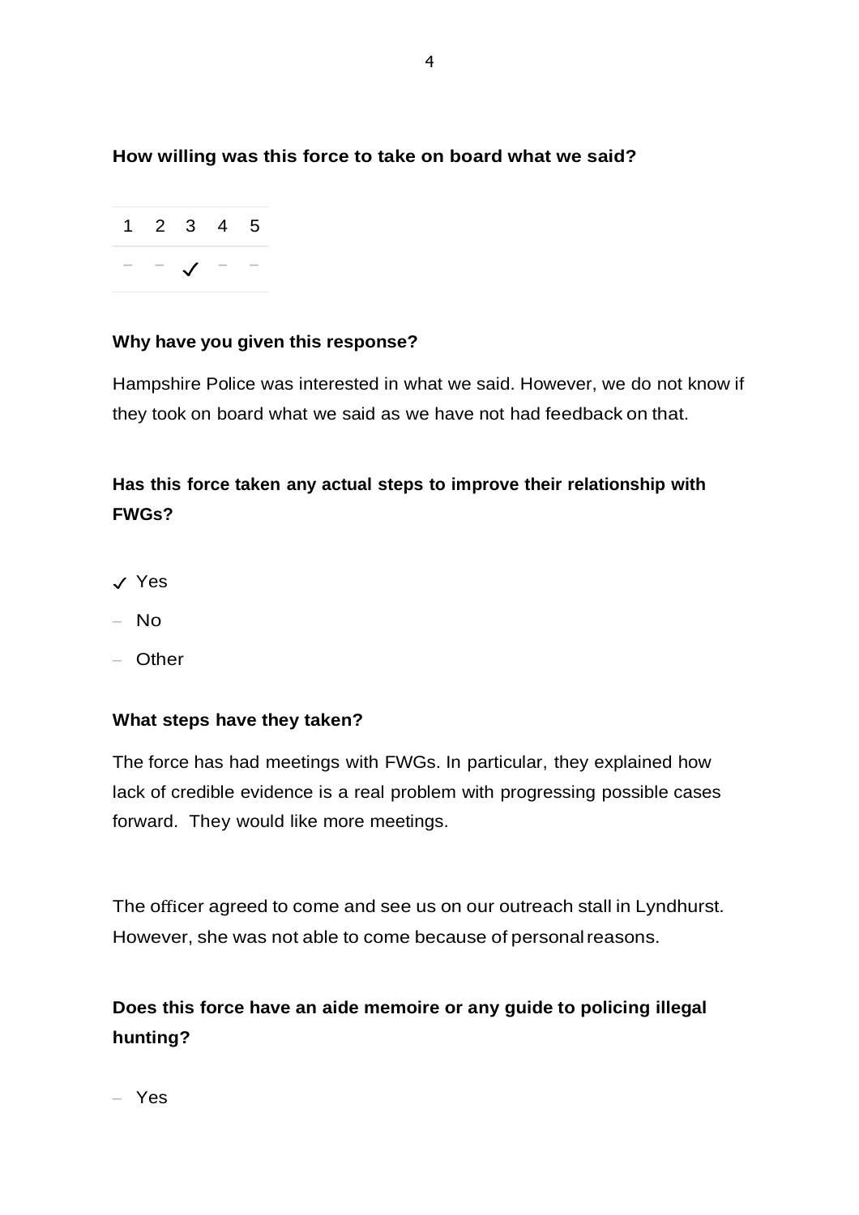**How willing was this force to take on board what we said?**

| 1 | 2 | 3 | 4 | 5 |
|---|---|---|---|---|
| – | – | ✓ | – | – |

**Why have you given this response?**

Hampshire Police was interested in what we said. However, we do not know if they took on board what we said as we have not had feedback on that.

**Has this force taken any actual steps to improve their relationship with FWGs?**

✓ Yes

– No

– Other

**What steps have they taken?**

The force has had meetings with FWGs. In particular, they explained how lack of credible evidence is a real problem with progressing possible cases forward. They would like more meetings.

The officer agreed to come and see us on our outreach stall in Lyndhurst. However, she was not able to come because of personal reasons.

**Does this force have an aide memoire or any guide to policing illegal hunting?**

– Yes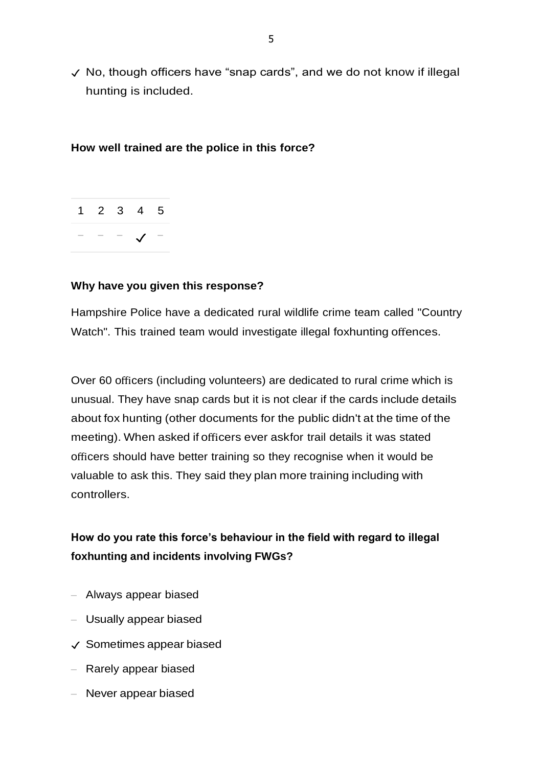✓ No, though officers have “snap cards”, and we do not know if illegal hunting is included.

**How well trained are the police in this force?**

| 1 | 2 | 3 | 4 | 5 |
|---|---|---|---|---|
| – | – | – | ✓ | – |

**Why have you given this response?**

Hampshire Police have a dedicated rural wildlife crime team called "Country Watch". This trained team would investigate illegal foxhunting offences.

Over 60 officers (including volunteers) are dedicated to rural crime which is unusual. They have snap cards but it is not clear if the cards include details about fox hunting (other documents for the public didn't at the time of the meeting). When asked if officers ever askfor trail details it was stated officers should have better training so they recognise when it would be valuable to ask this. They said they plan more training including with controllers.

**How do you rate this force’s behaviour in the field with regard to illegal foxhunting and incidents involving FWGs?**

– Always appear biased

– Usually appear biased

✓ Sometimes appear biased

– Rarely appear biased

– Never appear biased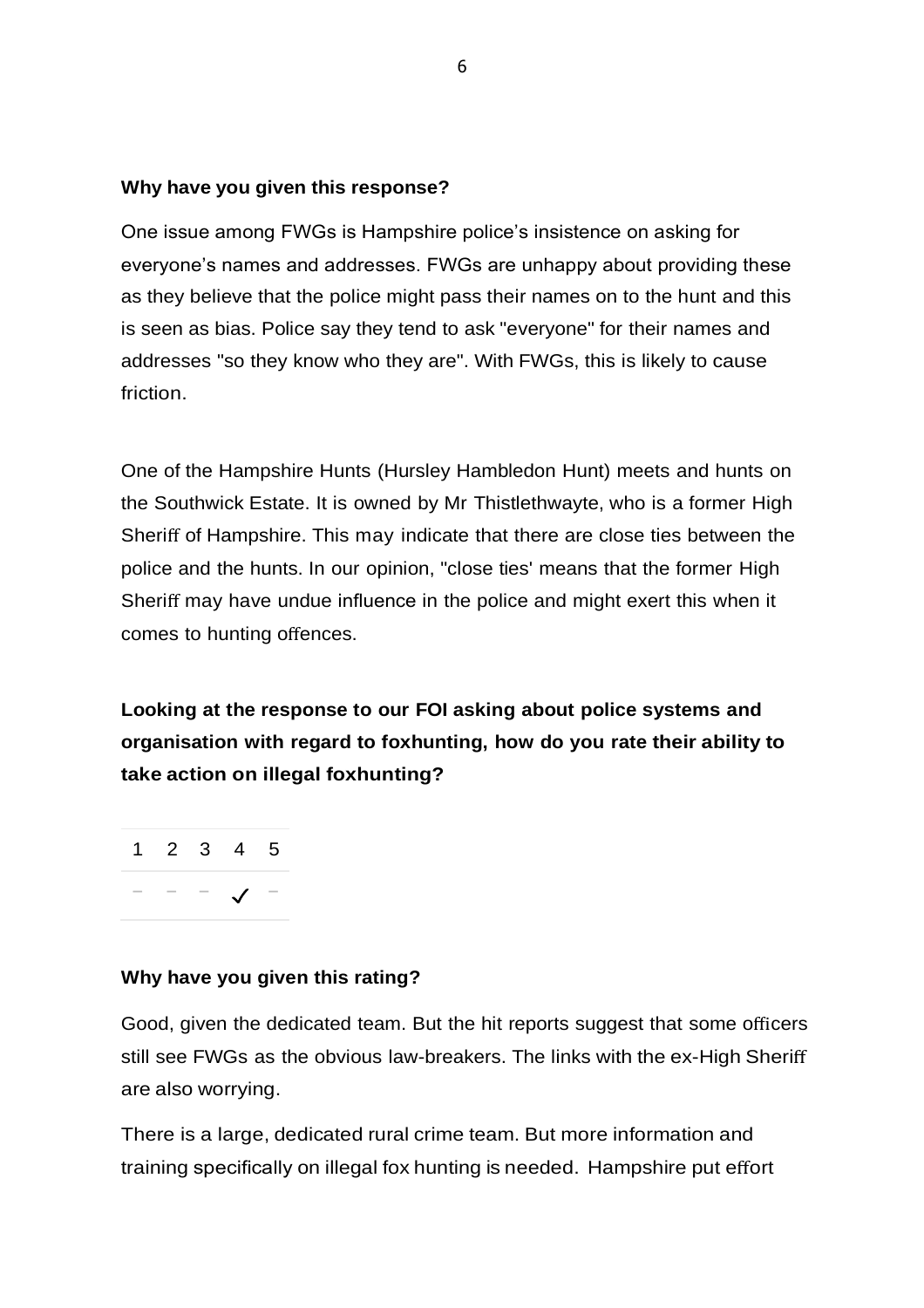**Why have you given this response?**

One issue among FWGs is Hampshire police's insistence on asking for everyone's names and addresses. FWGs are unhappy about providing these as they believe that the police might pass their names on to the hunt and this is seen as bias. Police say they tend to ask "everyone" for their names and addresses "so they know who they are". With FWGs, this is likely to cause friction.

One of the Hampshire Hunts (Hursley Hambledon Hunt) meets and hunts on the Southwick Estate. It is owned by Mr Thistlethwayte, who is a former High Sheriff of Hampshire. This may indicate that there are close ties between the police and the hunts. In our opinion, "close ties' means that the former High Sheriff may have undue influence in the police and might exert this when it comes to hunting offences.

**Looking at the response to our FOI asking about police systems and organisation with regard to foxhunting, how do you rate their ability to take action on illegal foxhunting?**

| 1 | 2 | 3 | 4 | 5 |
|---|---|---|---|---|
| – | – | – | ✓ | – |

**Why have you given this rating?**

Good, given the dedicated team. But the hit reports suggest that some officers still see FWGs as the obvious law-breakers. The links with the ex-High Sheriff are also worrying.

There is a large, dedicated rural crime team. But more information and training specifically on illegal fox hunting is needed. Hampshire put effort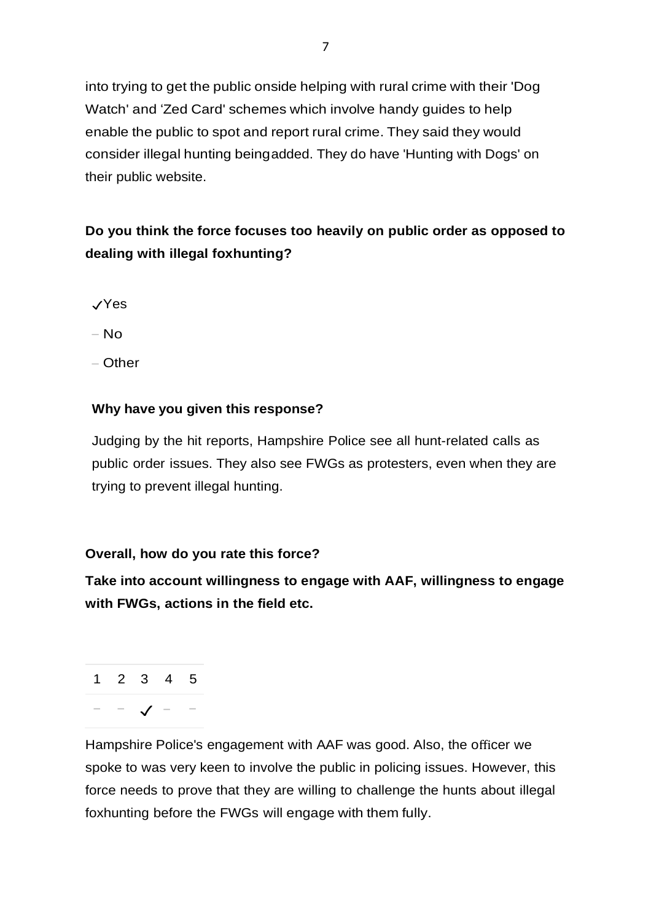into trying to get the public onside helping with rural crime with their 'Dog Watch' and 'Zed Card' schemes which involve handy guides to help enable the public to spot and report rural crime. They said they would consider illegal hunting beingadded. They do have 'Hunting with Dogs' on their public website.

**Do you think the force focuses too heavily on public order as opposed to dealing with illegal foxhunting?**

- ✓Yes
- – No
- – Other

**Why have you given this response?**

Judging by the hit reports, Hampshire Police see all hunt-related calls as public order issues. They also see FWGs as protesters, even when they are trying to prevent illegal hunting.

**Overall, how do you rate this force?**

**Take into account willingness to engage with AAF, willingness to engage with FWGs, actions in the field etc.**

| 1 | 2 | 3 | 4 | 5 |
|---|---|---|---|---|
| – | – | ✓ | – | – |

Hampshire Police's engagement with AAF was good. Also, the officer we spoke to was very keen to involve the public in policing issues. However, this force needs to prove that they are willing to challenge the hunts about illegal foxhunting before the FWGs will engage with them fully.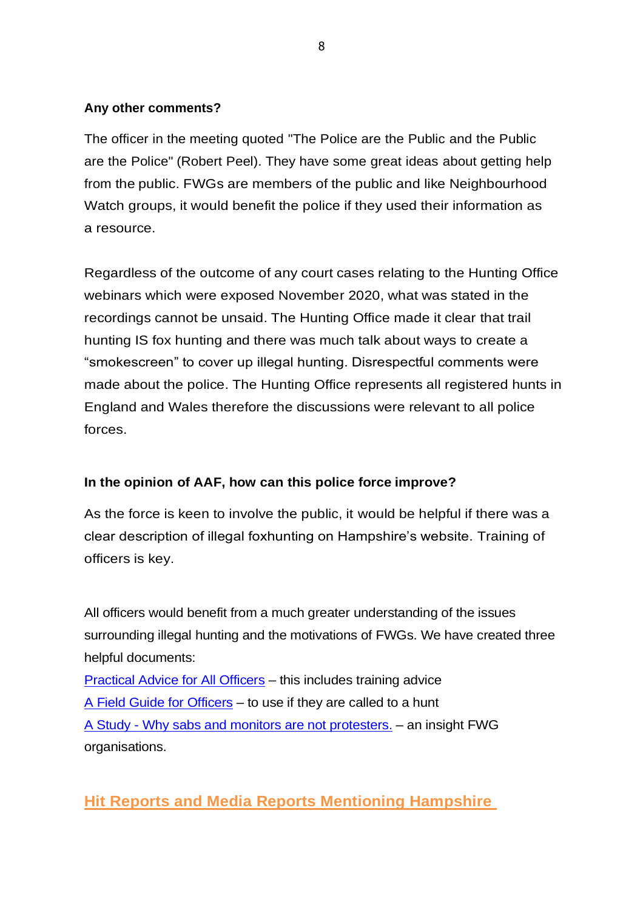**Any other comments?**

The officer in the meeting quoted "The Police are the Public and the Public are the Police" (Robert Peel). They have some great ideas about getting help from the public. FWGs are members of the public and like Neighbourhood Watch groups, it would benefit the police if they used their information as a resource.

Regardless of the outcome of any court cases relating to the Hunting Office webinars which were exposed November 2020, what was stated in the recordings cannot be unsaid. The Hunting Office made it clear that trail hunting IS fox hunting and there was much talk about ways to create a “smokescreen” to cover up illegal hunting. Disrespectful comments were made about the police. The Hunting Office represents all registered hunts in England and Wales therefore the discussions were relevant to all police forces.

**In the opinion of AAF, how can this police force improve?**

As the force is keen to involve the public, it would be helpful if there was a clear description of illegal foxhunting on Hampshire’s website. Training of officers is key.

All officers would benefit from a much greater understanding of the issues surrounding illegal hunting and the motivations of FWGs. We have created three helpful documents:

Practical Advice for All Officers – this includes training advice
A Field Guide for Officers – to use if they are called to a hunt
A Study - Why sabs and monitors are not protesters. – an insight FWG organisations.

## Hit Reports and Media Reports Mentioning Hampshire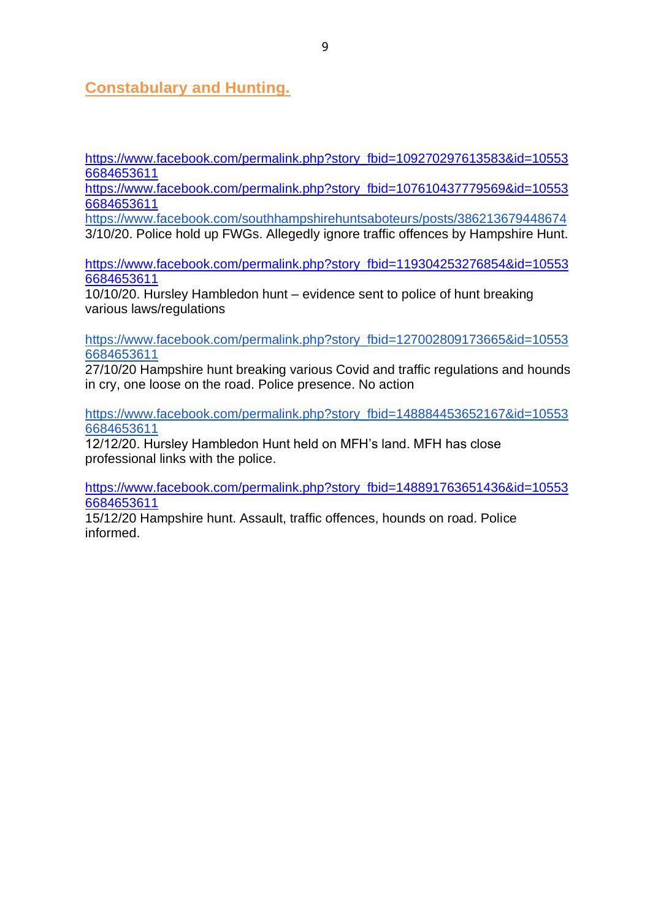## Constabulary and Hunting.

https://www.facebook.com/permalink.php?story_fbid=109270297613583&id=105536684653611
https://www.facebook.com/permalink.php?story_fbid=107610437779569&id=105536684653611
https://www.facebook.com/southhampshirehuntsaboteurs/posts/386213679448674
3/10/20. Police hold up FWGs. Allegedly ignore traffic offences by Hampshire Hunt.

https://www.facebook.com/permalink.php?story_fbid=119304253276854&id=105536684653611
10/10/20. Hursley Hambledon hunt – evidence sent to police of hunt breaking various laws/regulations

https://www.facebook.com/permalink.php?story_fbid=127002809173665&id=105536684653611
27/10/20 Hampshire hunt breaking various Covid and traffic regulations and hounds in cry, one loose on the road. Police presence. No action

https://www.facebook.com/permalink.php?story_fbid=148884453652167&id=105536684653611
12/12/20. Hursley Hambledon Hunt held on MFH's land. MFH has close professional links with the police.

https://www.facebook.com/permalink.php?story_fbid=148891763651436&id=105536684653611
15/12/20 Hampshire hunt. Assault, traffic offences, hounds on road. Police informed.